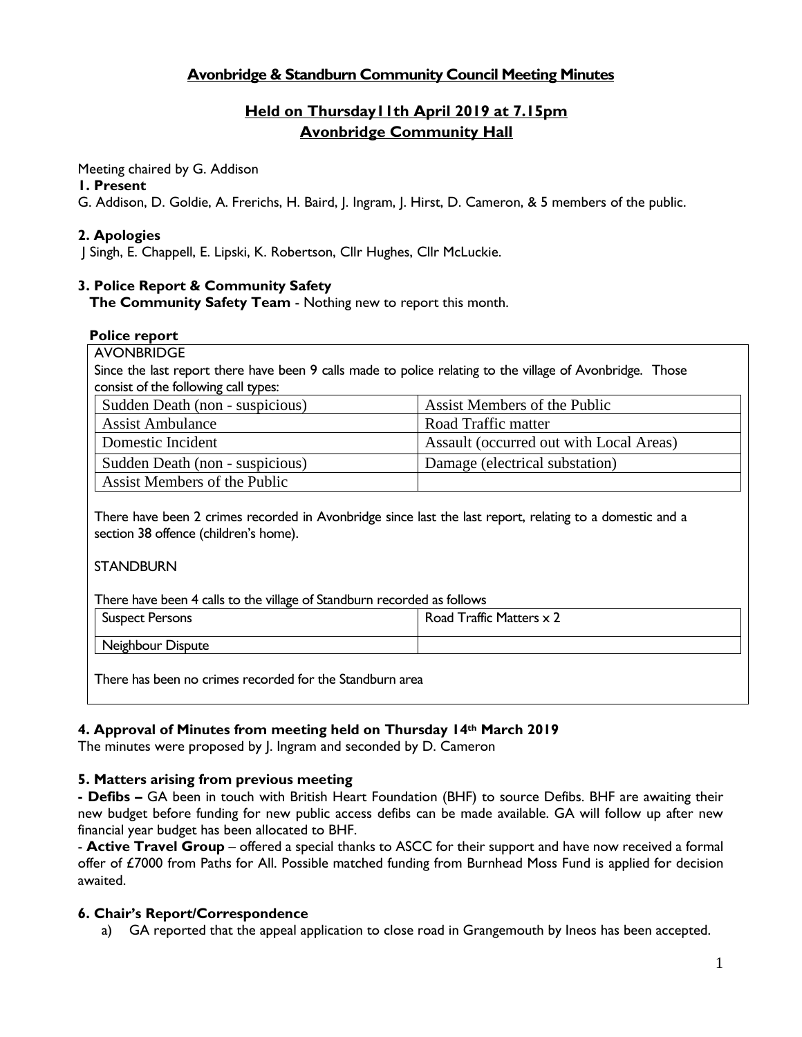# Avonbridge & Standburn Community Council Meeting Minutes

## Held on Thursday11th April 2019 at 7.15pm
## Avonbridge Community Hall

Meeting chaired by G. Addison

**1. Present**

G. Addison, D. Goldie, A. Frerichs, H. Baird, J. Ingram, J. Hirst, D. Cameron, & 5 members of the public.

**2. Apologies**

J Singh, E. Chappell, E. Lipski, K. Robertson, Cllr Hughes, Cllr McLuckie.

**3. Police Report & Community Safety**

**The Community Safety Team** - Nothing new to report this month.

**Police report**

AVONBRIDGE

Since the last report there have been 9 calls made to police relating to the village of Avonbridge. Those consist of the following call types:

| | |
|---|---|
| Sudden Death (non - suspicious) | Assist Members of the Public |
| Assist Ambulance | Road Traffic matter |
| Domestic Incident | Assault (occurred out with Local Areas) |
| Sudden Death (non - suspicious) | Damage (electrical substation) |
| Assist Members of the Public | |

There have been 2 crimes recorded in Avonbridge since last the last report, relating to a domestic and a section 38 offence (children's home).

STANDBURN

There have been 4 calls to the village of Standburn recorded as follows

| | |
|---|---|
| Suspect Persons | Road Traffic Matters x 2 |
| Neighbour Dispute | |

There has been no crimes recorded for the Standburn area

**4. Approval of Minutes from meeting held on Thursday 14th March 2019**

The minutes were proposed by J. Ingram and seconded by D. Cameron

**5. Matters arising from previous meeting**

- **Defibs –** GA been in touch with British Heart Foundation (BHF) to source Defibs. BHF are awaiting their new budget before funding for new public access defibs can be made available. GA will follow up after new financial year budget has been allocated to BHF.

- **Active Travel Group** – offered a special thanks to ASCC for their support and have now received a formal offer of £7000 from Paths for All. Possible matched funding from Burnhead Moss Fund is applied for decision awaited.

**6. Chair's Report/Correspondence**

a) GA reported that the appeal application to close road in Grangemouth by Ineos has been accepted.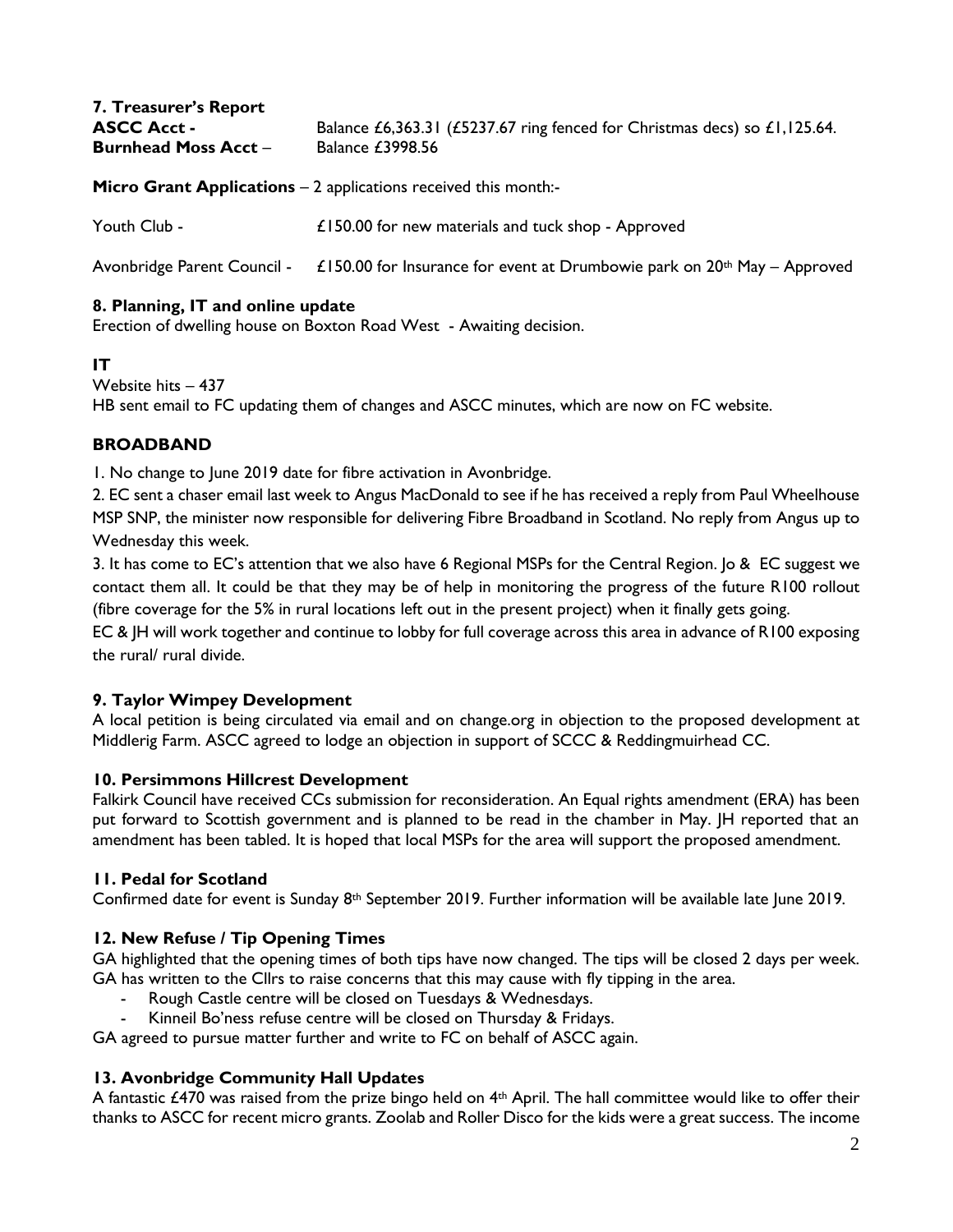**7. Treasurer's Report**

**ASCC Acct -** Balance £6,363.31 (£5237.67 ring fenced for Christmas decs) so £1,125.64.
**Burnhead Moss Acct** – Balance £3998.56

**Micro Grant Applications** – 2 applications received this month:-

Youth Club - £150.00 for new materials and tuck shop - Approved

Avonbridge Parent Council - £150.00 for Insurance for event at Drumbowie park on 20th May – Approved

## 8. Planning, IT and online update

Erection of dwelling house on Boxton Road West - Awaiting decision.

### IT

Website hits – 437
HB sent email to FC updating them of changes and ASCC minutes, which are now on FC website.

### BROADBAND

1. No change to June 2019 date for fibre activation in Avonbridge.
2. EC sent a chaser email last week to Angus MacDonald to see if he has received a reply from Paul Wheelhouse MSP SNP, the minister now responsible for delivering Fibre Broadband in Scotland. No reply from Angus up to Wednesday this week.
3. It has come to EC's attention that we also have 6 Regional MSPs for the Central Region. Jo & EC suggest we contact them all. It could be that they may be of help in monitoring the progress of the future R100 rollout (fibre coverage for the 5% in rural locations left out in the present project) when it finally gets going.

EC & JH will work together and continue to lobby for full coverage across this area in advance of R100 exposing the rural/ rural divide.

## 9. Taylor Wimpey Development

A local petition is being circulated via email and on change.org in objection to the proposed development at Middlerig Farm. ASCC agreed to lodge an objection in support of SCCC & Reddingmuirhead CC.

## 10. Persimmons Hillcrest Development

Falkirk Council have received CCs submission for reconsideration. An Equal rights amendment (ERA) has been put forward to Scottish government and is planned to be read in the chamber in May. JH reported that an amendment has been tabled. It is hoped that local MSPs for the area will support the proposed amendment.

## 11. Pedal for Scotland

Confirmed date for event is Sunday 8th September 2019. Further information will be available late June 2019.

## 12. New Refuse / Tip Opening Times

GA highlighted that the opening times of both tips have now changed. The tips will be closed 2 days per week. GA has written to the Cllrs to raise concerns that this may cause with fly tipping in the area.

- Rough Castle centre will be closed on Tuesdays & Wednesdays.
- Kinneil Bo'ness refuse centre will be closed on Thursday & Fridays.

GA agreed to pursue matter further and write to FC on behalf of ASCC again.

## 13. Avonbridge Community Hall Updates

A fantastic £470 was raised from the prize bingo held on 4th April. The hall committee would like to offer their thanks to ASCC for recent micro grants. Zoolab and Roller Disco for the kids were a great success. The income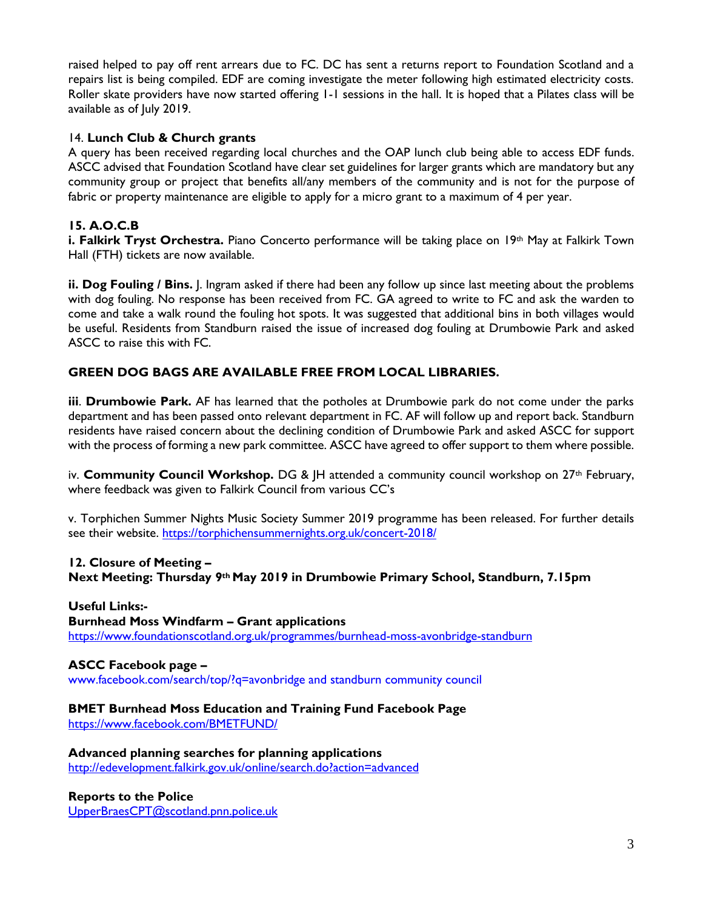raised helped to pay off rent arrears due to FC. DC has sent a returns report to Foundation Scotland and a repairs list is being compiled. EDF are coming investigate the meter following high estimated electricity costs. Roller skate providers have now started offering 1-1 sessions in the hall. It is hoped that a Pilates class will be available as of July 2019.

14. **Lunch Club & Church grants**

A query has been received regarding local churches and the OAP lunch club being able to access EDF funds. ASCC advised that Foundation Scotland have clear set guidelines for larger grants which are mandatory but any community group or project that benefits all/any members of the community and is not for the purpose of fabric or property maintenance are eligible to apply for a micro grant to a maximum of 4 per year.

**15. A.O.C.B**

**i. Falkirk Tryst Orchestra.** Piano Concerto performance will be taking place on 19th May at Falkirk Town Hall (FTH) tickets are now available.

**ii. Dog Fouling / Bins.** J. Ingram asked if there had been any follow up since last meeting about the problems with dog fouling. No response has been received from FC. GA agreed to write to FC and ask the warden to come and take a walk round the fouling hot spots. It was suggested that additional bins in both villages would be useful. Residents from Standburn raised the issue of increased dog fouling at Drumbowie Park and asked ASCC to raise this with FC.

**GREEN DOG BAGS ARE AVAILABLE FREE FROM LOCAL LIBRARIES.**

**iii**. **Drumbowie Park.** AF has learned that the potholes at Drumbowie park do not come under the parks department and has been passed onto relevant department in FC. AF will follow up and report back. Standburn residents have raised concern about the declining condition of Drumbowie Park and asked ASCC for support with the process of forming a new park committee. ASCC have agreed to offer support to them where possible.

iv. **Community Council Workshop.** DG & JH attended a community council workshop on 27th February, where feedback was given to Falkirk Council from various CC's

v. Torphichen Summer Nights Music Society Summer 2019 programme has been released. For further details see their website. https://torphichensummernights.org.uk/concert-2018/

**12. Closure of Meeting –**
**Next Meeting: Thursday 9th May 2019 in Drumbowie Primary School, Standburn, 7.15pm**

**Useful Links:-**

**Burnhead Moss Windfarm – Grant applications**
https://www.foundationscotland.org.uk/programmes/burnhead-moss-avonbridge-standburn

**ASCC Facebook page –**
www.facebook.com/search/top/?q=avonbridge and standburn community council

**BMET Burnhead Moss Education and Training Fund Facebook Page**
https://www.facebook.com/BMETFUND/

**Advanced planning searches for planning applications**
http://edevelopment.falkirk.gov.uk/online/search.do?action=advanced

**Reports to the Police**
UpperBraesCPT@scotland.pnn.police.uk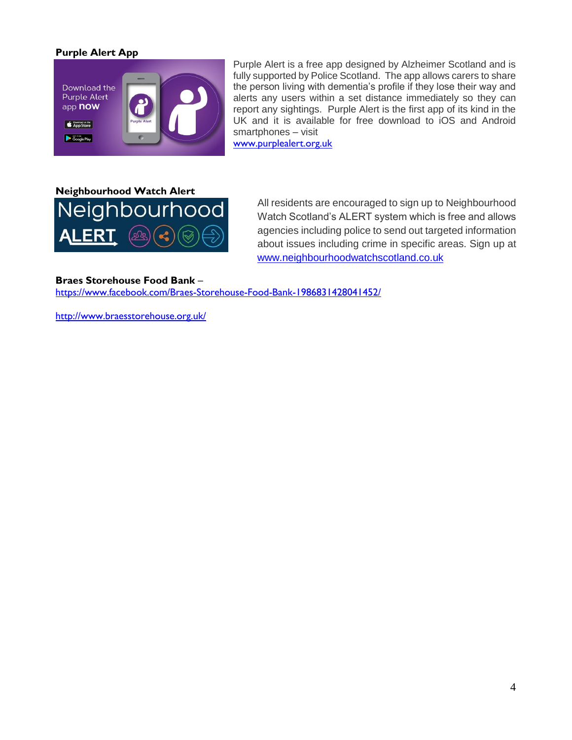**Purple Alert App**

Purple Alert is a free app designed by Alzheimer Scotland and is fully supported by Police Scotland. The app allows carers to share the person living with dementia's profile if they lose their way and alerts any users within a set distance immediately so they can report any sightings. Purple Alert is the first app of its kind in the UK and it is available for free download to iOS and Android smartphones – visit www.purplealert.org.uk

**Neighbourhood Watch Alert**

All residents are encouraged to sign up to Neighbourhood Watch Scotland's ALERT system which is free and allows agencies including police to send out targeted information about issues including crime in specific areas. Sign up at www.neighbourhoodwatchscotland.co.uk

**Braes Storehouse Food Bank** – https://www.facebook.com/Braes-Storehouse-Food-Bank-1986831428041452/

http://www.braesstorehouse.org.uk/